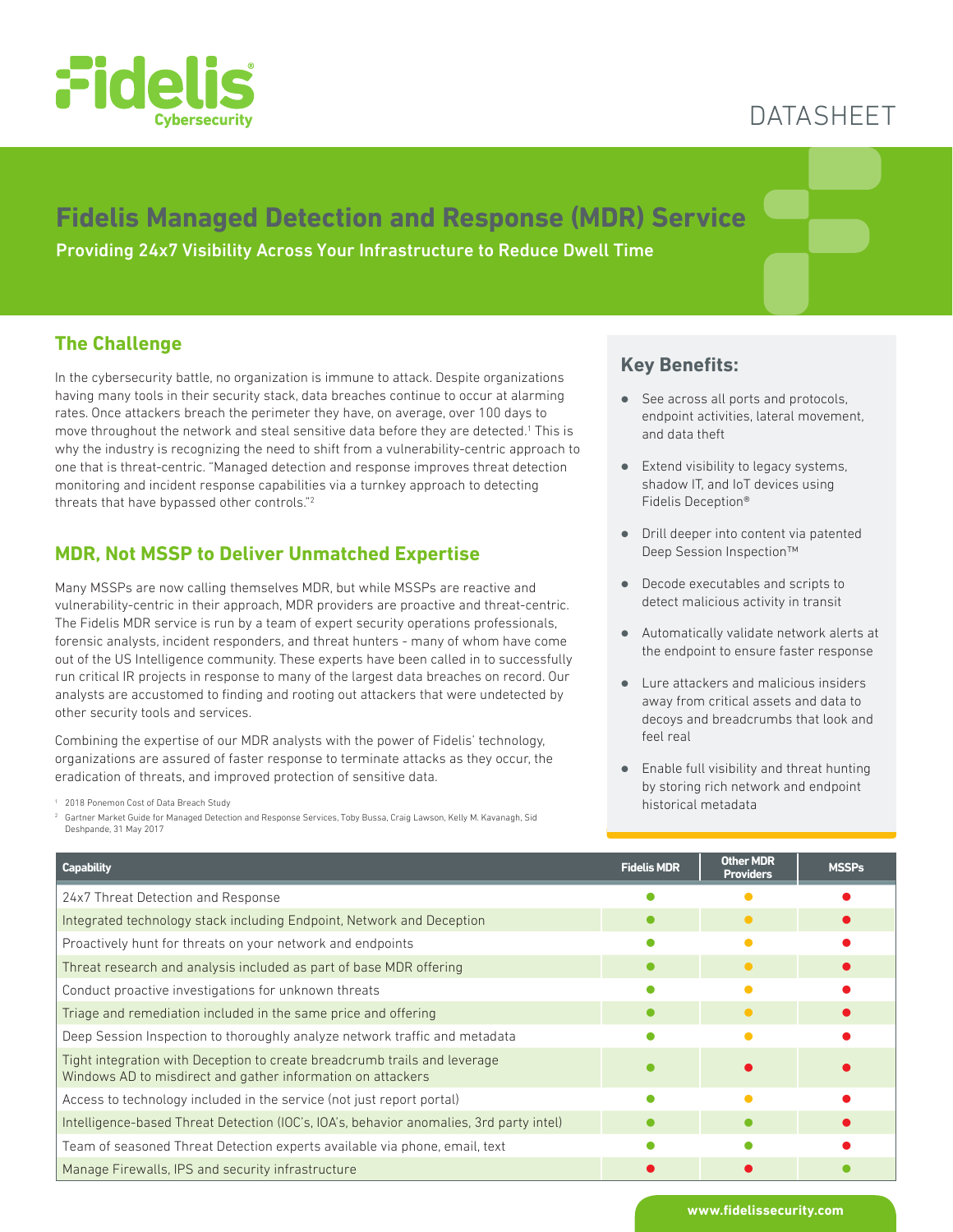DATASHEET

# Fidelis Managed Detection and Response (MDR) Service

**Providing 24x7 Visibility Across Your Infrastructure to Reduce Dwell Time**

## The Challenge

In the cybersecurity battle, no organization is immune to attack. Despite organizations having many tools in their security stack, data breaches continue to occur at alarming rates. Once attackers breach the perimeter they have, on average, over 100 days to move throughout the network and steal sensitive data before they are detected.[1] This is why the industry is recognizing the need to shift from a vulnerability-centric approach to one that is threat-centric. "Managed detection and response improves threat detection monitoring and incident response capabilities via a turnkey approach to detecting threats that have bypassed other controls."[2]

## MDR, Not MSSP to Deliver Unmatched Expertise

Many MSSPs are now calling themselves MDR, but while MSSPs are reactive and vulnerability-centric in their approach, MDR providers are proactive and threat-centric. The Fidelis MDR service is run by a team of expert security operations professionals, forensic analysts, incident responders, and threat hunters - many of whom have come out of the US Intelligence community. These experts have been called in to successfully run critical IR projects in response to many of the largest data breaches on record. Our analysts are accustomed to finding and rooting out attackers that were undetected by other security tools and services.

Combining the expertise of our MDR analysts with the power of Fidelis' technology, organizations are assured of faster response to terminate attacks as they occur, the eradication of threats, and improved protection of sensitive data.

[1] 2018 Ponemon Cost of Data Breach Study

[2] Gartner Market Guide for Managed Detection and Response Services, Toby Bussa, Craig Lawson, Kelly M. Kavanagh, Sid Deshpande, 31 May 2017

## Key Benefits:

- See across all ports and protocols, endpoint activities, lateral movement, and data theft
- Extend visibility to legacy systems, shadow IT, and IoT devices using Fidelis Deception®
- Drill deeper into content via patented Deep Session Inspection™
- Decode executables and scripts to detect malicious activity in transit
- Automatically validate network alerts at the endpoint to ensure faster response
- Lure attackers and malicious insiders away from critical assets and data to decoys and breadcrumbs that look and feel real
- Enable full visibility and threat hunting by storing rich network and endpoint historical metadata

| Capability | Fidelis MDR | Other MDR Providers | MSSPs |
|---|---|---|---|
| 24x7 Threat Detection and Response | 🟢 | 🟡 | 🔴 |
| Integrated technology stack including Endpoint, Network and Deception | 🟢 | 🟡 | 🔴 |
| Proactively hunt for threats on your network and endpoints | 🟢 | 🟡 | 🔴 |
| Threat research and analysis included as part of base MDR offering | 🟢 | 🟡 | 🔴 |
| Conduct proactive investigations for unknown threats | 🟢 | 🟡 | 🔴 |
| Triage and remediation included in the same price and offering | 🟢 | 🟡 | 🔴 |
| Deep Session Inspection to thoroughly analyze network traffic and metadata | 🟢 | 🟡 | 🔴 |
| Tight integration with Deception to create breadcrumb trails and leverage Windows AD to misdirect and gather information on attackers | 🟢 | 🔴 | 🔴 |
| Access to technology included in the service (not just report portal) | 🟢 | 🟡 | 🔴 |
| Intelligence-based Threat Detection (IOC's, IOA's, behavior anomalies, 3rd party intel) | 🟢 | 🟢 | 🔴 |
| Team of seasoned Threat Detection experts available via phone, email, text | 🟢 | 🟢 | 🔴 |
| Manage Firewalls, IPS and security infrastructure | 🔴 | 🔴 | 🟢 |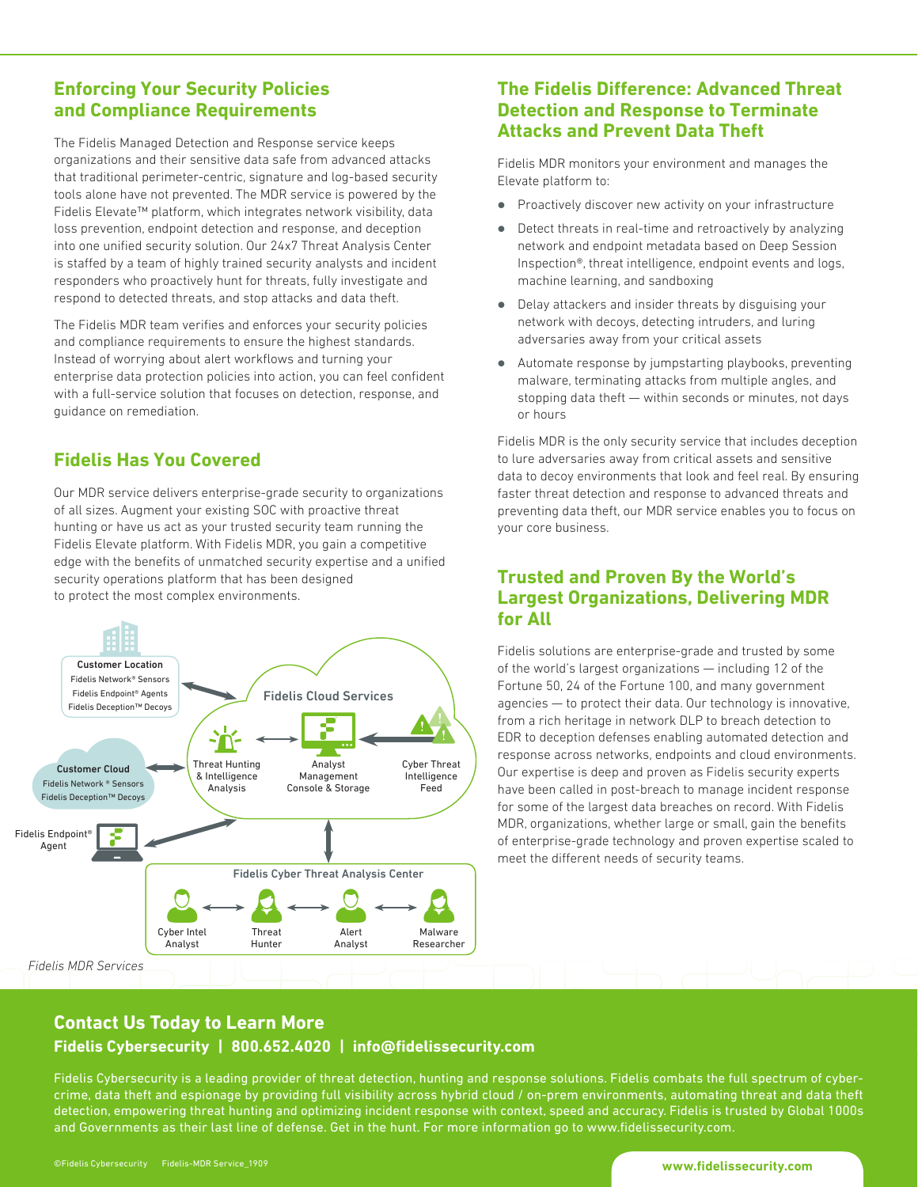## Enforcing Your Security Policies and Compliance Requirements

The Fidelis Managed Detection and Response service keeps organizations and their sensitive data safe from advanced attacks that traditional perimeter-centric, signature and log-based security tools alone have not prevented. The MDR service is powered by the Fidelis Elevate™ platform, which integrates network visibility, data loss prevention, endpoint detection and response, and deception into one unified security solution. Our 24x7 Threat Analysis Center is staffed by a team of highly trained security analysts and incident responders who proactively hunt for threats, fully investigate and respond to detected threats, and stop attacks and data theft.

The Fidelis MDR team verifies and enforces your security policies and compliance requirements to ensure the highest standards. Instead of worrying about alert workflows and turning your enterprise data protection policies into action, you can feel confident with a full-service solution that focuses on detection, response, and guidance on remediation.

## Fidelis Has You Covered

Our MDR service delivers enterprise-grade security to organizations of all sizes. Augment your existing SOC with proactive threat hunting or have us act as your trusted security team running the Fidelis Elevate platform. With Fidelis MDR, you gain a competitive edge with the benefits of unmatched security expertise and a unified security operations platform that has been designed to protect the most complex environments.

Customer Location
Fidelis Network® Sensors
Fidelis Endpoint® Agents
Fidelis Deception™ Decoys

Customer Cloud
Fidelis Network ® Sensors
Fidelis Deception™ Decoys

Fidelis Endpoint® Agent

Fidelis Cloud Services

Threat Hunting & Intelligence Analysis

Analyst Management Console & Storage

Cyber Threat Intelligence Feed

Fidelis Cyber Threat Analysis Center

Cyber Intel Analyst

Threat Hunter

Alert Analyst

Malware Researcher

*Fidelis MDR Services*

## The Fidelis Difference: Advanced Threat Detection and Response to Terminate Attacks and Prevent Data Theft

Fidelis MDR monitors your environment and manages the Elevate platform to:

- Proactively discover new activity on your infrastructure
- Detect threats in real-time and retroactively by analyzing network and endpoint metadata based on Deep Session Inspection®, threat intelligence, endpoint events and logs, machine learning, and sandboxing
- Delay attackers and insider threats by disguising your network with decoys, detecting intruders, and luring adversaries away from your critical assets
- Automate response by jumpstarting playbooks, preventing malware, terminating attacks from multiple angles, and stopping data theft — within seconds or minutes, not days or hours

Fidelis MDR is the only security service that includes deception to lure adversaries away from critical assets and sensitive data to decoy environments that look and feel real. By ensuring faster threat detection and response to advanced threats and preventing data theft, our MDR service enables you to focus on your core business.

## Trusted and Proven By the World's Largest Organizations, Delivering MDR for All

Fidelis solutions are enterprise-grade and trusted by some of the world's largest organizations — including 12 of the Fortune 50, 24 of the Fortune 100, and many government agencies — to protect their data. Our technology is innovative, from a rich heritage in network DLP to breach detection to EDR to deception defenses enabling automated detection and response across networks, endpoints and cloud environments. Our expertise is deep and proven as Fidelis security experts have been called in post-breach to manage incident response for some of the largest data breaches on record. With Fidelis MDR, organizations, whether large or small, gain the benefits of enterprise-grade technology and proven expertise scaled to meet the different needs of security teams.

## Contact Us Today to Learn More

**Fidelis Cybersecurity | 800.652.4020 | info@fidelissecurity.com**

Fidelis Cybersecurity is a leading provider of threat detection, hunting and response solutions. Fidelis combats the full spectrum of cyber-crime, data theft and espionage by providing full visibility across hybrid cloud / on-prem environments, automating threat and data theft detection, empowering threat hunting and optimizing incident response with context, speed and accuracy. Fidelis is trusted by Global 1000s and Governments as their last line of defense. Get in the hunt. For more information go to www.fidelissecurity.com.

©Fidelis Cybersecurity Fidelis-MDR Service_1909

**www.fidelissecurity.com**